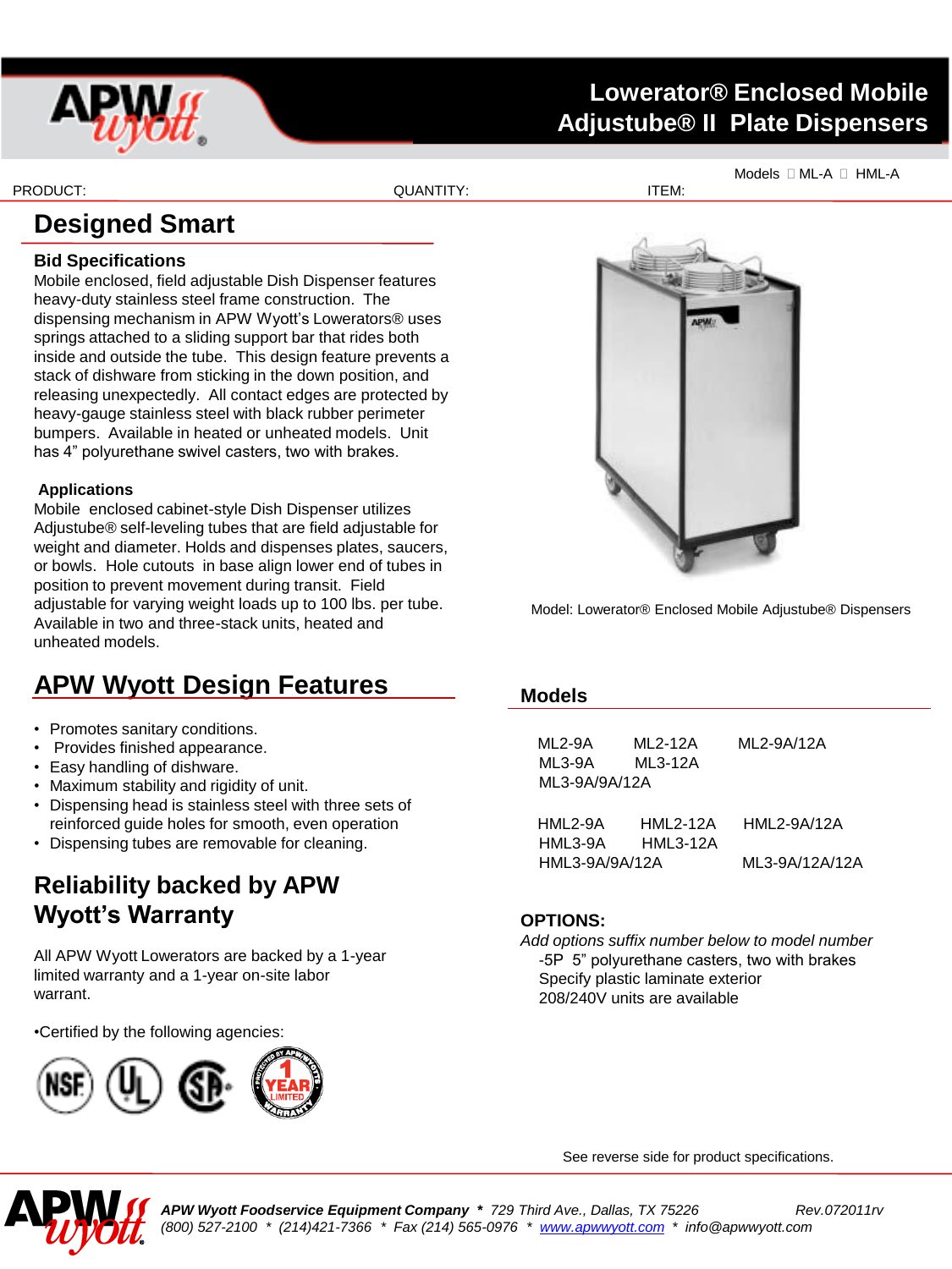# Lowerator® Enclosed Mobile Adjustube® II Plate Dispensers

Models ML-A HML-A

PRODUCT: QUANTITY: ITEM:

## Designed Smart

### Bid Specifications

Mobile enclosed, field adjustable Dish Dispenser features heavy-duty stainless steel frame construction. The dispensing mechanism in APW Wyott's Lowerators® uses springs attached to a sliding support bar that rides both inside and outside the tube. This design feature prevents a stack of dishware from sticking in the down position, and releasing unexpectedly. All contact edges are protected by heavy-gauge stainless steel with black rubber perimeter bumpers. Available in heated or unheated models. Unit has 4" polyurethane swivel casters, two with brakes.

### Applications

Mobile enclosed cabinet-style Dish Dispenser utilizes Adjustube® self-leveling tubes that are field adjustable for weight and diameter. Holds and dispenses plates, saucers, or bowls. Hole cutouts in base align lower end of tubes in position to prevent movement during transit. Field adjustable for varying weight loads up to 100 lbs. per tube. Available in two and three-stack units, heated and unheated models.

Model: Lowerator® Enclosed Mobile Adjustube® Dispensers

## APW Wyott Design Features

- Promotes sanitary conditions.
- Provides finished appearance.
- Easy handling of dishware.
- Maximum stability and rigidity of unit.
- Dispensing head is stainless steel with three sets of reinforced guide holes for smooth, even operation
- Dispensing tubes are removable for cleaning.

## Reliability backed by APW Wyott's Warranty

All APW Wyott Lowerators are backed by a 1-year limited warranty and a 1-year on-site labor warrant.

•Certified by the following agencies:

## Models

ML2-9A ML2-12A ML2-9A/12A
ML3-9A ML3-12A
ML3-9A/9A/12A

HML2-9A HML2-12A HML2-9A/12A
HML3-9A HML3-12A
HML3-9A/9A/12A ML3-9A/12A/12A

## OPTIONS:

*Add options suffix number below to model number*

-5P 5" polyurethane casters, two with brakes
Specify plastic laminate exterior
208/240V units are available

See reverse side for product specifications.

***APW Wyott Foodservice Equipment Company*** * *729 Third Ave., Dallas, TX 75226* *Rev.072011rv*
*(800) 527-2100 * (214)421-7366 * Fax (214) 565-0976 * www.apwwyott.com * info@apwwyott.com*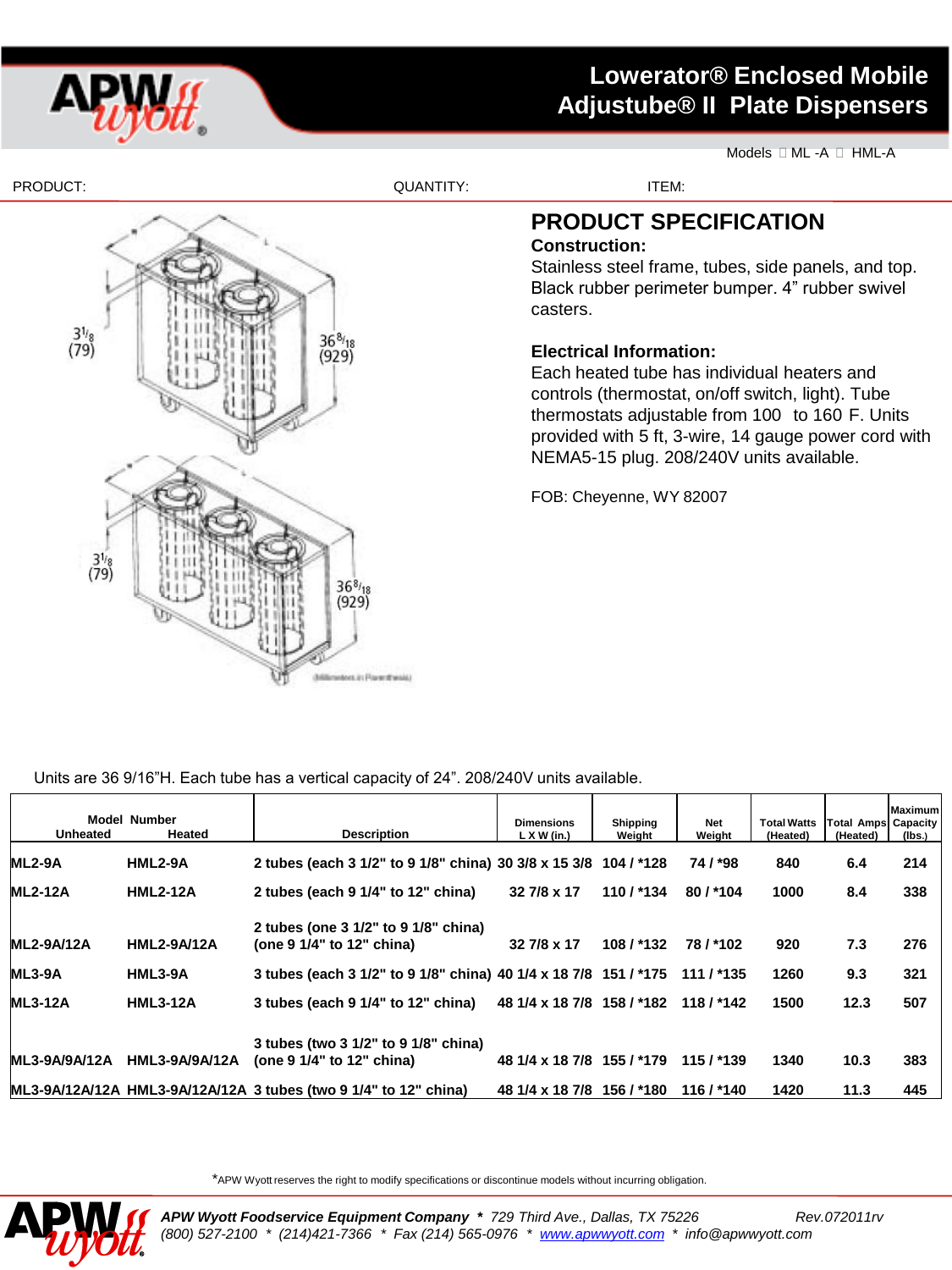# Lowerator® Enclosed Mobile Adjustube® II Plate Dispensers

Models  ML -A  HML-A

PRODUCT: QUANTITY: ITEM:

## PRODUCT SPECIFICATION

**Construction:**

Stainless steel frame, tubes, side panels, and top. Black rubber perimeter bumper. 4” rubber swivel casters.

**Electrical Information:**

Each heated tube has individual heaters and controls (thermostat, on/off switch, light). Tube thermostats adjustable from 100 to 160 F. Units provided with 5 ft, 3-wire, 14 gauge power cord with NEMA5-15 plug. 208/240V units available.

FOB: Cheyenne, WY 82007

3 1/8 (79)

36 9/16 (929)

3 1/8 (79)

36 9/16 (929)

(Millimeters in Parenthesis)

Units are 36 9/16”H. Each tube has a vertical capacity of 24”. 208/240V units available.

| Model Number Unheated | Heated | Description | Dimensions L X W (in.) | Shipping Weight | Net Weight | Total Watts (Heated) | Total Amps (Heated) | Maximum Capacity (lbs.) |
|---|---|---|---|---|---|---|---|---|
| ML2-9A | HML2-9A | 2 tubes (each 3 1/2" to 9 1/8" china) | 30 3/8 x 15 3/8 | 104 / *128 | 74 / *98 | 840 | 6.4 | 214 |
| ML2-12A | HML2-12A | 2 tubes (each 9 1/4" to 12" china) | 32 7/8 x 17 | 110 / *134 | 80 / *104 | 1000 | 8.4 | 338 |
| ML2-9A/12A | HML2-9A/12A | 2 tubes (one 3 1/2" to 9 1/8" china) (one 9 1/4" to 12" china) | 32 7/8 x 17 | 108 / *132 | 78 / *102 | 920 | 7.3 | 276 |
| ML3-9A | HML3-9A | 3 tubes (each 3 1/2" to 9 1/8" china) | 40 1/4 x 18 7/8 | 151 / *175 | 111 / *135 | 1260 | 9.3 | 321 |
| ML3-12A | HML3-12A | 3 tubes (each 9 1/4" to 12" china) | 48 1/4 x 18 7/8 | 158 / *182 | 118 / *142 | 1500 | 12.3 | 507 |
| ML3-9A/9A/12A | HML3-9A/9A/12A | 3 tubes (two 3 1/2" to 9 1/8" china) (one 9 1/4" to 12" china) | 48 1/4 x 18 7/8 | 155 / *179 | 115 / *139 | 1340 | 10.3 | 383 |
| ML3-9A/12A/12A | HML3-9A/12A/12A | 3 tubes (two 9 1/4" to 12" china) | 48 1/4 x 18 7/8 | 156 / *180 | 116 / *140 | 1420 | 11.3 | 445 |

*APW Wyott reserves the right to modify specifications or discontinue models without incurring obligation.

*APW Wyott Foodservice Equipment Company * 729 Third Ave., Dallas, TX 75226* Rev.072011rv

*(800) 527-2100 * (214)421-7366 * Fax (214) 565-0976 * www.apwwyott.com * info@apwyott.com*